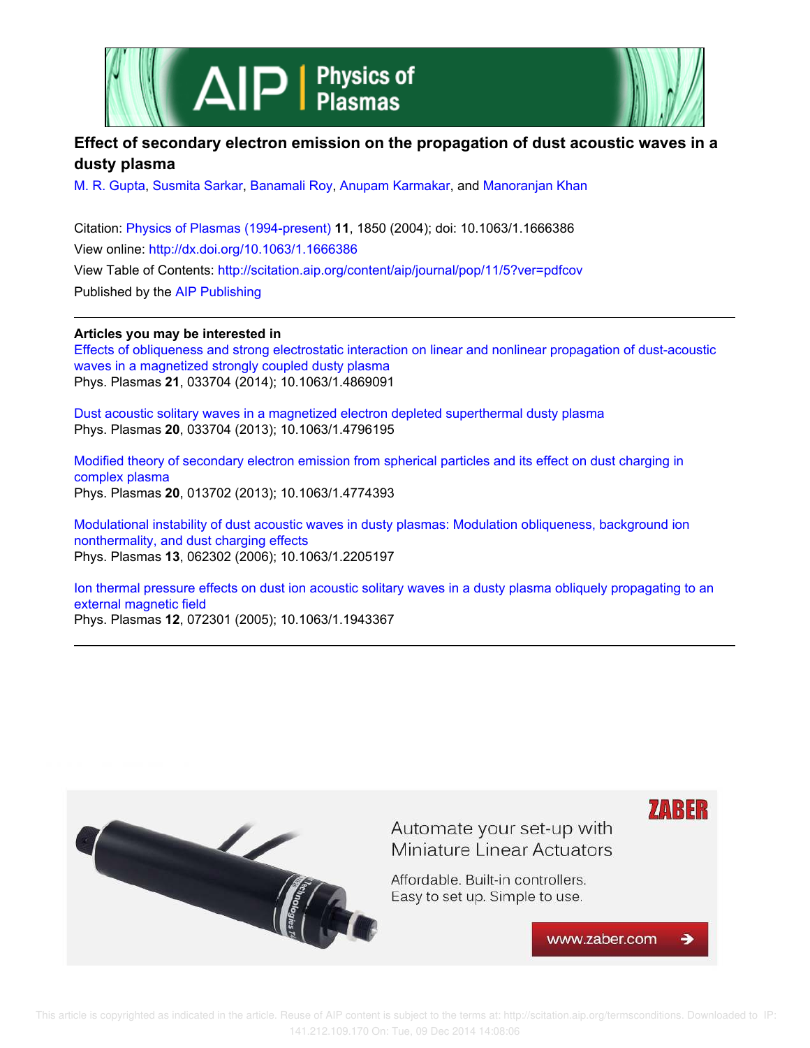# Effect of secondary electron emission on the propagation of dust acoustic waves in a dusty plasma

M. R. Gupta, Susmita Sarkar, Banamali Roy, Anupam Karmakar, and Manoranjan Khan

Citation: Physics of Plasmas (1994-present) **11**, 1850 (2004); doi: 10.1063/1.1666386

View online: http://dx.doi.org/10.1063/1.1666386

View Table of Contents: http://scitation.aip.org/content/aip/journal/pop/11/5?ver=pdfcov

Published by the AIP Publishing

**Articles you may be interested in**

Effects of obliqueness and strong electrostatic interaction on linear and nonlinear propagation of dust-acoustic waves in a magnetized strongly coupled dusty plasma
Phys. Plasmas **21**, 033704 (2014); 10.1063/1.4869091

Dust acoustic solitary waves in a magnetized electron depleted superthermal dusty plasma
Phys. Plasmas **20**, 033704 (2013); 10.1063/1.4796195

Modified theory of secondary electron emission from spherical particles and its effect on dust charging in complex plasma
Phys. Plasmas **20**, 013702 (2013); 10.1063/1.4774393

Modulational instability of dust acoustic waves in dusty plasmas: Modulation obliqueness, background ion nonthermality, and dust charging effects
Phys. Plasmas **13**, 062302 (2006); 10.1063/1.2205197

Ion thermal pressure effects on dust ion acoustic solitary waves in a dusty plasma obliquely propagating to an external magnetic field
Phys. Plasmas **12**, 072301 (2005); 10.1063/1.1943367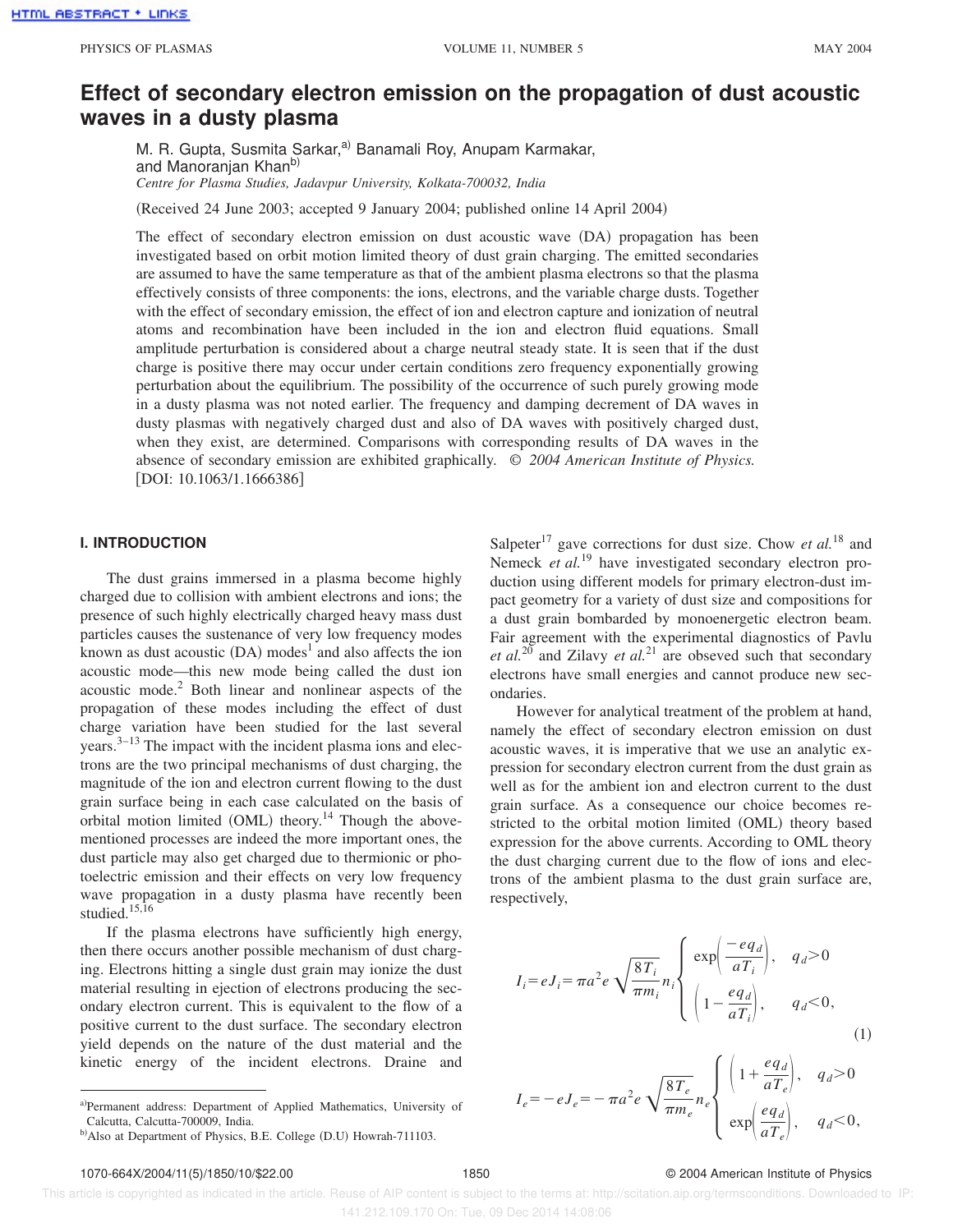# Effect of secondary electron emission on the propagation of dust acoustic waves in a dusty plasma

M. R. Gupta, Susmita Sarkar,[a] Banamali Roy, Anupam Karmakar, and Manoranjan Khan[b]

*Centre for Plasma Studies, Jadavpur University, Kolkata-700032, India*

(Received 24 June 2003; accepted 9 January 2004; published online 14 April 2004)

The effect of secondary electron emission on dust acoustic wave (DA) propagation has been investigated based on orbit motion limited theory of dust grain charging. The emitted secondaries are assumed to have the same temperature as that of the ambient plasma electrons so that the plasma effectively consists of three components: the ions, electrons, and the variable charge dusts. Together with the effect of secondary emission, the effect of ion and electron capture and ionization of neutral atoms and recombination have been included in the ion and electron fluid equations. Small amplitude perturbation is considered about a charge neutral steady state. It is seen that if the dust charge is positive there may occur under certain conditions zero frequency exponentially growing perturbation about the equilibrium. The possibility of the occurrence of such purely growing mode in a dusty plasma was not noted earlier. The frequency and damping decrement of DA waves in dusty plasmas with negatively charged dust and also of DA waves with positively charged dust, when they exist, are determined. Comparisons with corresponding results of DA waves in the absence of secondary emission are exhibited graphically. © *2004 American Institute of Physics.* [DOI: 10.1063/1.1666386]

## I. INTRODUCTION

The dust grains immersed in a plasma become highly charged due to collision with ambient electrons and ions; the presence of such highly electrically charged heavy mass dust particles causes the sustenance of very low frequency modes known as dust acoustic (DA) modes[1] and also affects the ion acoustic mode—this new mode being called the dust ion acoustic mode.[2] Both linear and nonlinear aspects of the propagation of these modes including the effect of dust charge variation have been studied for the last several years.[3–13] The impact with the incident plasma ions and electrons are the two principal mechanisms of dust charging, the magnitude of the ion and electron current flowing to the dust grain surface being in each case calculated on the basis of orbital motion limited (OML) theory.[14] Though the above-mentioned processes are indeed the more important ones, the dust particle may also get charged due to thermionic or photoelectric emission and their effects on very low frequency wave propagation in a dusty plasma have recently been studied.[15,16]

If the plasma electrons have sufficiently high energy, then there occurs another possible mechanism of dust charging. Electrons hitting a single dust grain may ionize the dust material resulting in ejection of electrons producing the secondary electron current. This is equivalent to the flow of a positive current to the dust surface. The secondary electron yield depends on the nature of the dust material and the kinetic energy of the incident electrons. Draine and Salpeter[17] gave corrections for dust size. Chow *et al.*[18] and Nemeck *et al.*[19] have investigated secondary electron production using different models for primary electron-dust impact geometry for a variety of dust size and compositions for a dust grain bombarded by monoenergetic electron beam. Fair agreement with the experimental diagnostics of Pavlu *et al.*[20] and Zilavy *et al.*[21] are obseved such that secondary electrons have small energies and cannot produce new secondaries.

However for analytical treatment of the problem at hand, namely the effect of secondary electron emission on dust acoustic waves, it is imperative that we use an analytic expression for secondary electron current from the dust grain as well as for the ambient ion and electron current to the dust grain surface. As a consequence our choice becomes restricted to the orbital motion limited (OML) theory based expression for the above currents. According to OML theory the dust charging current due to the flow of ions and electrons of the ambient plasma to the dust grain surface are, respectively,

$$I_i = eJ_i = \pi a^2 e\sqrt{\frac{8T_i}{\pi m_i}}\,n_i\begin{cases}\exp\left(\dfrac{-eq_d}{aT_i}\right), & q_d>0\\[2ex] \left(1-\dfrac{eq_d}{aT_i}\right), & q_d<0,\end{cases} \tag{1}$$

$$I_e = -eJ_e = -\pi a^2 e\sqrt{\frac{8T_e}{\pi m_e}}\,n_e\begin{cases}\left(1+\dfrac{eq_d}{aT_e}\right), & q_d>0\\[2ex] \exp\left(\dfrac{eq_d}{aT_e}\right), & q_d<0,\end{cases}$$

[a] Permanent address: Department of Applied Mathematics, University of Calcutta, Calcutta-700009, India.

[b] Also at Department of Physics, B.E. College (D.U) Howrah-711103.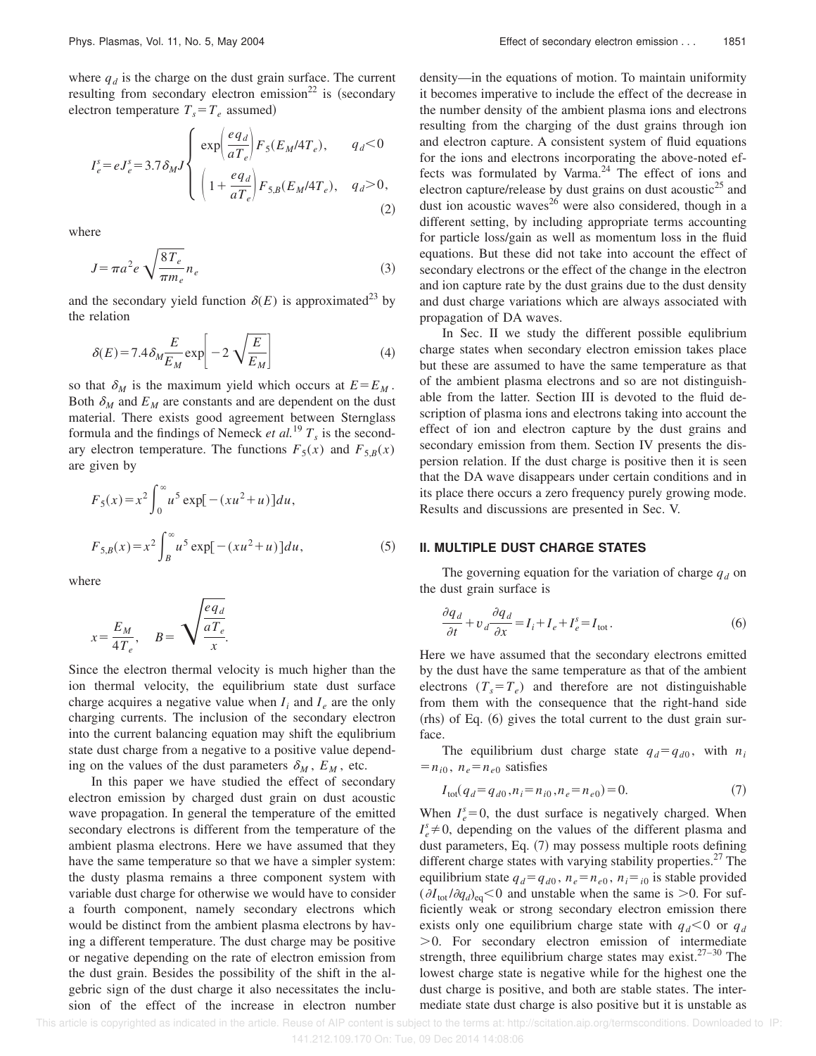where $q_d$ is the charge on the dust grain surface. The current resulting from secondary electron emission[22] is (secondary electron temperature $T_s = T_e$ assumed)

$$I_e^s = eJ_e^s = 3.7\delta_M J \begin{cases} \exp\left(\dfrac{eq_d}{aT_e}\right) F_5(E_M/4T_e), & q_d < 0 \\ \left(1 + \dfrac{eq_d}{aT_e}\right) F_{5,B}(E_M/4T_e), & q_d > 0, \end{cases} \tag{2}$$

where

$$J = \pi a^2 e \sqrt{\frac{8T_e}{\pi m_e}} n_e \tag{3}$$

and the secondary yield function $\delta(E)$ is approximated[23] by the relation

$$\delta(E) = 7.4\delta_M \frac{E}{E_M} \exp\left[-2\sqrt{\frac{E}{E_M}}\right] \tag{4}$$

so that $\delta_M$ is the maximum yield which occurs at $E = E_M$. Both $\delta_M$ and $E_M$ are constants and are dependent on the dust material. There exists good agreement between Sternglass formula and the findings of Nemeck *et al.*[19] $T_s$ is the secondary electron temperature. The functions $F_5(x)$ and $F_{5,B}(x)$ are given by

$$F_5(x) = x^2 \int_0^\infty u^5 \exp[-(xu^2 + u)]du,$$

$$F_{5,B}(x) = x^2 \int_B^\infty u^5 \exp[-(xu^2 + u)]du, \tag{5}$$

where

$$x = \frac{E_M}{4T_e}, \quad B = \sqrt{\frac{\frac{eq_d}{aT_e}}{x}}.$$

Since the electron thermal velocity is much higher than the ion thermal velocity, the equilibrium state dust surface charge acquires a negative value when $I_i$ and $I_e$ are the only charging currents. The inclusion of the secondary electron into the current balancing equation may shift the equilibrium state dust charge from a negative to a positive value depending on the values of the dust parameters $\delta_M$, $E_M$, etc.

In this paper we have studied the effect of secondary electron emission by charged dust grain on dust acoustic wave propagation. In general the temperature of the emitted secondary electrons is different from the temperature of the ambient plasma electrons. Here we have assumed that they have the same temperature so that we have a simpler system: the dusty plasma remains a three component system with variable dust charge for otherwise we would have to consider a fourth component, namely secondary electrons which would be distinct from the ambient plasma electrons by having a different temperature. The dust charge may be positive or negative depending on the rate of electron emission from the dust grain. Besides the possibility of the shift in the algebric sign of the dust charge it also necessitates the inclusion of the effect of the increase in electron number density—in the equations of motion. To maintain uniformity it becomes imperative to include the effect of the decrease in the number density of the ambient plasma ions and electrons resulting from the charging of the dust grains through ion and electron capture. A consistent system of fluid equations for the ions and electrons incorporating the above-noted effects was formulated by Varma.[24] The effect of ions and electron capture/release by dust grains on dust acoustic[25] and dust ion acoustic waves[26] were also considered, though in a different setting, by including appropriate terms accounting for particle loss/gain as well as momentum loss in the fluid equations. But these did not take into account the effect of secondary electrons or the effect of the change in the electron and ion capture rate by the dust grains due to the dust density and dust charge variations which are always associated with propagation of DA waves.

In Sec. II we study the different possible equlibrium charge states when secondary electron emission takes place but these are assumed to have the same temperature as that of the ambient plasma electrons and so are not distinguishable from the latter. Section III is devoted to the fluid description of plasma ions and electrons taking into account the effect of ion and electron capture by the dust grains and secondary emission from them. Section IV presents the dispersion relation. If the dust charge is positive then it is seen that the DA wave disappears under certain conditions and in its place there occurs a zero frequency purely growing mode. Results and discussions are presented in Sec. V.

## II. MULTIPLE DUST CHARGE STATES

The governing equation for the variation of charge $q_d$ on the dust grain surface is

$$\frac{\partial q_d}{\partial t} + v_d \frac{\partial q_d}{\partial x} = I_i + I_e + I_e^s = I_{\text{tot}}. \tag{6}$$

Here we have assumed that the secondary electrons emitted by the dust have the same temperature as that of the ambient electrons ($T_s = T_e$) and therefore are not distinguishable from them with the consequence that the right-hand side (rhs) of Eq. (6) gives the total current to the dust grain surface.

The equilibrium dust charge state $q_d = q_{d0}$, with $n_i = n_{i0}$, $n_e = n_{e0}$ satisfies

$$I_{\text{tot}}(q_d = q_{d0}, n_i = n_{i0}, n_e = n_{e0}) = 0. \tag{7}$$

When $I_e^s = 0$, the dust surface is negatively charged. When $I_e^s \neq 0$, depending on the values of the different plasma and dust parameters, Eq. (7) may possess multiple roots defining different charge states with varying stability properties.[27] The equilibrium state $q_d = q_{d0}$, $n_e = n_{e0}$, $n_i = {}_{i0}$ is stable provided $(\partial I_{\text{tot}}/\partial q_d)_{\text{eq}} < 0$ and unstable when the same is $> 0$. For sufficiently weak or strong secondary electron emission there exists only one equilibrium charge state with $q_d < 0$ or $q_d > 0$. For secondary electron emission of intermediate strength, three equilibrium charge states may exist.[27–30] The lowest charge state is negative while for the highest one the dust charge is positive, and both are stable states. The intermediate state dust charge is also positive but it is unstable as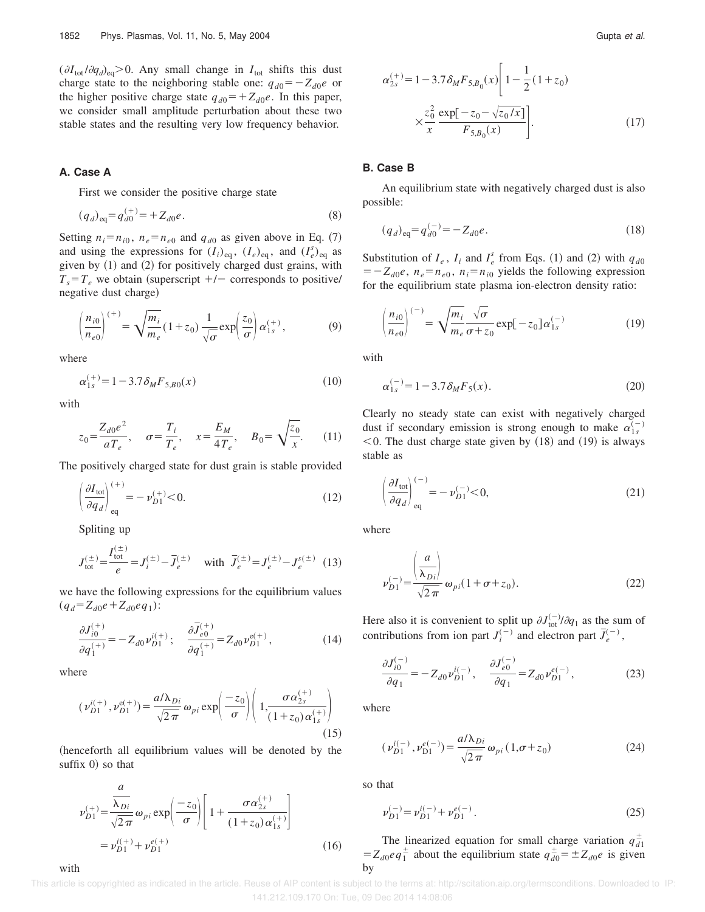$(\partial I_{\rm tot}/\partial q_d)_{\rm eq}>0$. Any small change in $I_{\rm tot}$ shifts this dust charge state to the neighboring stable one: $q_{d0}=-Z_{d0}e$ or the higher positive charge state $q_{d0}=+Z_{d0}e$. In this paper, we consider small amplitude perturbation about these two stable states and the resulting very low frequency behavior.

### A. Case A

First we consider the positive charge state

$$(q_d)_{\rm eq}=q_{d0}^{(+)}=+Z_{d0}e. \tag{8}$$

Setting $n_i=n_{i0}$, $n_e=n_{e0}$ and $q_{d0}$ as given above in Eq. (7) and using the expressions for $(I_i)_{\rm eq}$, $(I_e)_{\rm eq}$, and $(I_e^s)_{\rm eq}$ as given by (1) and (2) for positively charged dust grains, with $T_s=T_e$ we obtain (superscript $+/-$ corresponds to positive/negative dust charge)

$$\left(\frac{n_{i0}}{n_{e0}}\right)^{(+)}=\sqrt{\frac{m_i}{m_e}}(1+z_0)\frac{1}{\sqrt{\sigma}}\exp\left(\frac{z_0}{\sigma}\right)\alpha_{1s}^{(+)}, \tag{9}$$

where

$$\alpha_{1s}^{(+)}=1-3.7\delta_M F_{5,B0}(x) \tag{10}$$

with

$$z_0=\frac{Z_{d0}e^2}{aT_e},\quad \sigma=\frac{T_i}{T_e},\quad x=\frac{E_M}{4T_e},\quad B_0=\sqrt{\frac{z_0}{x}}. \tag{11}$$

The positively charged state for dust grain is stable provided

$$\left(\frac{\partial I_{\rm tot}}{\partial q_d}\right)_{\rm eq}^{(+)}=-\nu_{D1}^{(+)}<0. \tag{12}$$

Spliting up

$$J_{\rm tot}^{(\pm)}=\frac{I_{\rm tot}^{(\pm)}}{e}=J_i^{(\pm)}-\bar{J}_e^{(\pm)}\quad \text{with } \bar{J}_e^{(\pm)}=J_e^{(\pm)}-J_e^{s(\pm)} \tag{13}$$

we have the following expressions for the equilibrium values $(q_d=Z_{d0}e+Z_{d0}eq_1)$:

$$\frac{\partial J_{i0}^{(+)}}{\partial q_1^{(+)}}=-Z_{d0}\nu_{D1}^{i(+)};\quad \frac{\partial \bar{J}_{e0}^{(+)}}{\partial q_1^{(+)}}=Z_{d0}\nu_{D1}^{e(+)}, \tag{14}$$

where

$$(\nu_{D1}^{i(+)},\nu_{D1}^{e(+)})=\frac{a/\lambda_{Di}}{\sqrt{2\pi}}\omega_{pi}\exp\left(\frac{-z_0}{\sigma}\right)\left(1,\frac{\sigma\alpha_{2s}^{(+)}}{(1+z_0)\alpha_{1s}^{(+)}}\right) \tag{15}$$

(henceforth all equilibrium values will be denoted by the suffix 0) so that

$$\nu_{D1}^{(+)}=\frac{\dfrac{a}{\lambda_{Di}}}{\sqrt{2\pi}}\omega_{pi}\exp\left(\frac{-z_0}{\sigma}\right)\left[1+\frac{\sigma\alpha_{2s}^{(+)}}{(1+z_0)\alpha_{1s}^{(+)}}\right]=\nu_{D1}^{i(+)}+\nu_{D1}^{e(+)} \tag{16}$$

with

$$\alpha_{2s}^{(+)}=1-3.7\delta_M F_{5,B_0}(x)\left[1-\frac{1}{2}(1+z_0)\times\frac{z_0^2}{x}\frac{\exp[-z_0-\sqrt{z_0/x}]}{F_{5,B_0}(x)}\right]. \tag{17}$$

### B. Case B

An equilibrium state with negatively charged dust is also possible:

$$(q_d)_{\rm eq}=q_{d0}^{(-)}=-Z_{d0}e. \tag{18}$$

Substitution of $I_e$, $I_i$ and $I_e^s$ from Eqs. (1) and (2) with $q_{d0}=-Z_{d0}e$, $n_e=n_{e0}$, $n_i=n_{i0}$ yields the following expression for the equilibrium state plasma ion-electron density ratio:

$$\left(\frac{n_{i0}}{n_{e0}}\right)^{(-)}=\sqrt{\frac{m_i}{m_e}}\frac{\sqrt{\sigma}}{\sigma+z_0}\exp[-z_0]\alpha_{1s}^{(-)} \tag{19}$$

with

$$\alpha_{1s}^{(-)}=1-3.7\delta_M F_5(x). \tag{20}$$

Clearly no steady state can exist with negatively charged dust if secondary emission is strong enough to make $\alpha_{1s}^{(-)}<0$. The dust charge state given by (18) and (19) is always stable as

$$\left(\frac{\partial I_{\rm tot}}{\partial q_d}\right)_{\rm eq}^{(-)}=-\nu_{D1}^{(-)}<0, \tag{21}$$

where

$$\nu_{D1}^{(-)}=\frac{\left(\dfrac{a}{\lambda_{Di}}\right)}{\sqrt{2\pi}}\omega_{pi}(1+\sigma+z_0). \tag{22}$$

Here also it is convenient to split up $\partial J_{\rm tot}^{(-)}/\partial q_1$ as the sum of contributions from ion part $J_i^{(-)}$ and electron part $\bar{J}_e^{(-)}$,

$$\frac{\partial J_{i0}^{(-)}}{\partial q_1}=-Z_{d0}\nu_{D1}^{i(-)},\quad \frac{\partial J_{e0}^{(-)}}{\partial q_1}=Z_{d0}\nu_{D1}^{e(-)}, \tag{23}$$

where

$$(\nu_{D1}^{i(-)},\nu_{D1}^{e(-)})=\frac{a/\lambda_{Di}}{\sqrt{2\pi}}\omega_{pi}(1,\sigma+z_0) \tag{24}$$

so that

$$\nu_{D1}^{(-)}=\nu_{D1}^{i(-)}+\nu_{D1}^{e(-)}. \tag{25}$$

The linearized equation for small charge variation $q_{d1}^{\pm}=Z_{d0}eq_1^{\pm}$ about the equilibrium state $q_{d0}^{\pm}=\pm Z_{d0}e$ is given by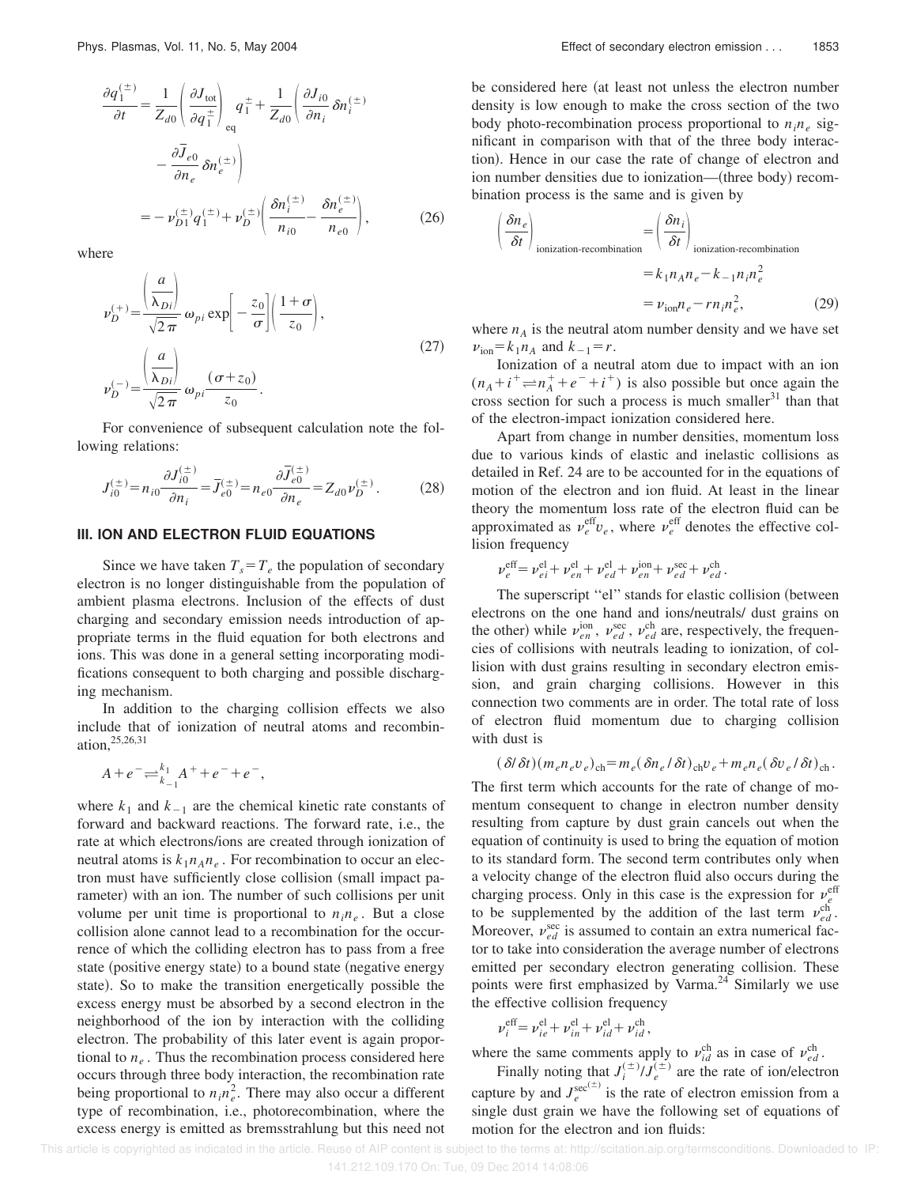$$
\begin{aligned}
\frac{\partial q_1^{(\pm)}}{\partial t} &= \frac{1}{Z_{d0}}\left(\frac{\partial J_{\rm tot}}{\partial q_1^{\pm}}\right)_{\rm eq} q_1^{\pm} + \frac{1}{Z_{d0}}\left(\frac{\partial J_{i0}}{\partial n_i}\delta n_i^{(\pm)} \right. \\
&\quad \left. - \frac{\partial \bar{J}_{e0}}{\partial n_e}\delta n_e^{(\pm)}\right) \\
&= -\nu_{D1}^{(\pm)} q_1^{(\pm)} + \nu_D^{(\pm)}\left(\frac{\delta n_i^{(\pm)}}{n_{i0}} - \frac{\delta n_e^{(\pm)}}{n_{e0}}\right),
\end{aligned}
\tag{26}
$$

where

$$
\begin{aligned}
\nu_D^{(+)} &= \frac{\left(\frac{a}{\lambda_{Di}}\right)}{\sqrt{2\pi}}\,\omega_{pi}\exp\left[-\frac{z_0}{\sigma}\right]\left(\frac{1+\sigma}{z_0}\right), \\
\nu_D^{(-)} &= \frac{\left(\frac{a}{\lambda_{Di}}\right)}{\sqrt{2\pi}}\,\omega_{pi}\frac{(\sigma+z_0)}{z_0}.
\end{aligned}
\tag{27}
$$

For convenience of subsequent calculation note the following relations:

$$
J_{i0}^{(\pm)} = n_{i0}\frac{\partial J_{i0}^{(\pm)}}{\partial n_i} = \bar{J}_{e0}^{(\pm)} = n_{e0}\frac{\partial \bar{J}_{e0}^{(\pm)}}{\partial n_e} = Z_{d0}\nu_D^{(\pm)}. \tag{28}
$$

## III. ION AND ELECTRON FLUID EQUATIONS

Since we have taken $T_s = T_e$ the population of secondary electron is no longer distinguishable from the population of ambient plasma electrons. Inclusion of the effects of dust charging and secondary emission needs introduction of appropriate terms in the fluid equation for both electrons and ions. This was done in a general setting incorporating modifications consequent to both charging and possible discharging mechanism.

In addition to the charging collision effects we also include that of ionization of neutral atoms and recombination,[25,26,31]

$$
A + e^- \underset{k_{-1}}{\overset{k_1}{\rightleftharpoons}} A^+ + e^- + e^-,
$$

where $k_1$ and $k_{-1}$ are the chemical kinetic rate constants of forward and backward reactions. The forward rate, i.e., the rate at which electrons/ions are created through ionization of neutral atoms is $k_1 n_A n_e$. For recombination to occur an electron must have sufficiently close collision (small impact parameter) with an ion. The number of such collisions per unit volume per unit time is proportional to $n_i n_e$. But a close collision alone cannot lead to a recombination for the occurrence of which the colliding electron has to pass from a free state (positive energy state) to a bound state (negative energy state). So to make the transition energetically possible the excess energy must be absorbed by a second electron in the neighborhood of the ion by interaction with the colliding electron. The probability of this later event is again proportional to $n_e$. Thus the recombination process considered here occurs through three body interaction, the recombination rate being proportional to $n_i n_e^2$. There may also occur a different type of recombination, i.e., photorecombination, where the excess energy is emitted as bremsstrahlung but this need not be considered here (at least not unless the electron number density is low enough to make the cross section of the two body photo-recombination process proportional to $n_i n_e$ significant in comparison with that of the three body interaction). Hence in our case the rate of change of electron and ion number densities due to ionization—(three body) recombination process is the same and is given by

$$
\begin{aligned}
\left(\frac{\delta n_e}{\delta t}\right)_{\text{ionization-recombination}} &= \left(\frac{\delta n_i}{\delta t}\right)_{\text{ionization-recombination}} \\
&= k_1 n_A n_e - k_{-1} n_i n_e^2 \\
&= \nu_{\rm ion} n_e - r n_i n_e^2,
\end{aligned}
\tag{29}
$$

where $n_A$ is the neutral atom number density and we have set $\nu_{\rm ion} = k_1 n_A$ and $k_{-1} = r$.

Ionization of a neutral atom due to impact with an ion $(n_A + i^+ \rightleftharpoons n_A^+ + e^- + i^+)$ is also possible but once again the cross section for such a process is much smaller[31] than that of the electron-impact ionization considered here.

Apart from change in number densities, momentum loss due to various kinds of elastic and inelastic collisions as detailed in Ref. 24 are to be accounted for in the equations of motion of the electron and ion fluid. At least in the linear theory the momentum loss rate of the electron fluid can be approximated as $\nu_e^{\rm eff} v_e$, where $\nu_e^{\rm eff}$ denotes the effective collision frequency

$$
\nu_e^{\rm eff} = \nu_{ei}^{\rm el} + \nu_{en}^{\rm el} + \nu_{ed}^{\rm el} + \nu_{en}^{\rm ion} + \nu_{ed}^{\rm sec} + \nu_{ed}^{\rm ch}.
$$

The superscript "el" stands for elastic collision (between electrons on the one hand and ions/neutrals/ dust grains on the other) while $\nu_{en}^{\rm ion}$, $\nu_{ed}^{\rm sec}$, $\nu_{ed}^{\rm ch}$ are, respectively, the frequencies of collisions with neutrals leading to ionization, of collision with dust grains resulting in secondary electron emission, and grain charging collisions. However in this connection two comments are in order. The total rate of loss of electron fluid momentum due to charging collision with dust is

$$
(\delta/\delta t)(m_e n_e v_e)_{\rm ch} = m_e(\delta n_e/\delta t)_{\rm ch} v_e + m_e n_e(\delta v_e/\delta t)_{\rm ch}.
$$

The first term which accounts for the rate of change of momentum consequent to change in electron number density resulting from capture by dust grain cancels out when the equation of continuity is used to bring the equation of motion to its standard form. The second term contributes only when a velocity change of the electron fluid also occurs during the charging process. Only in this case is the expression for $\nu_e^{\rm eff}$ to be supplemented by the addition of the last term $\nu_{ed}^{\rm ch}$. Moreover, $\nu_{ed}^{\rm sec}$ is assumed to contain an extra numerical factor to take into consideration the average number of electrons emitted per secondary electron generating collision. These points were first emphasized by Varma.[24] Similarly we use the effective collision frequency

$$
\nu_i^{\rm eff} = \nu_{ie}^{\rm el} + \nu_{in}^{\rm el} + \nu_{id}^{\rm el} + \nu_{id}^{\rm ch},
$$

where the same comments apply to $\nu_{id}^{\rm ch}$ as in case of $\nu_{ed}^{\rm ch}$.

Finally noting that $J_i^{(\pm)}/J_e^{(\pm)}$ are the rate of ion/electron capture by and $J_e^{\sec(\pm)}$ is the rate of electron emission from a single dust grain we have the following set of equations of motion for the electron and ion fluids: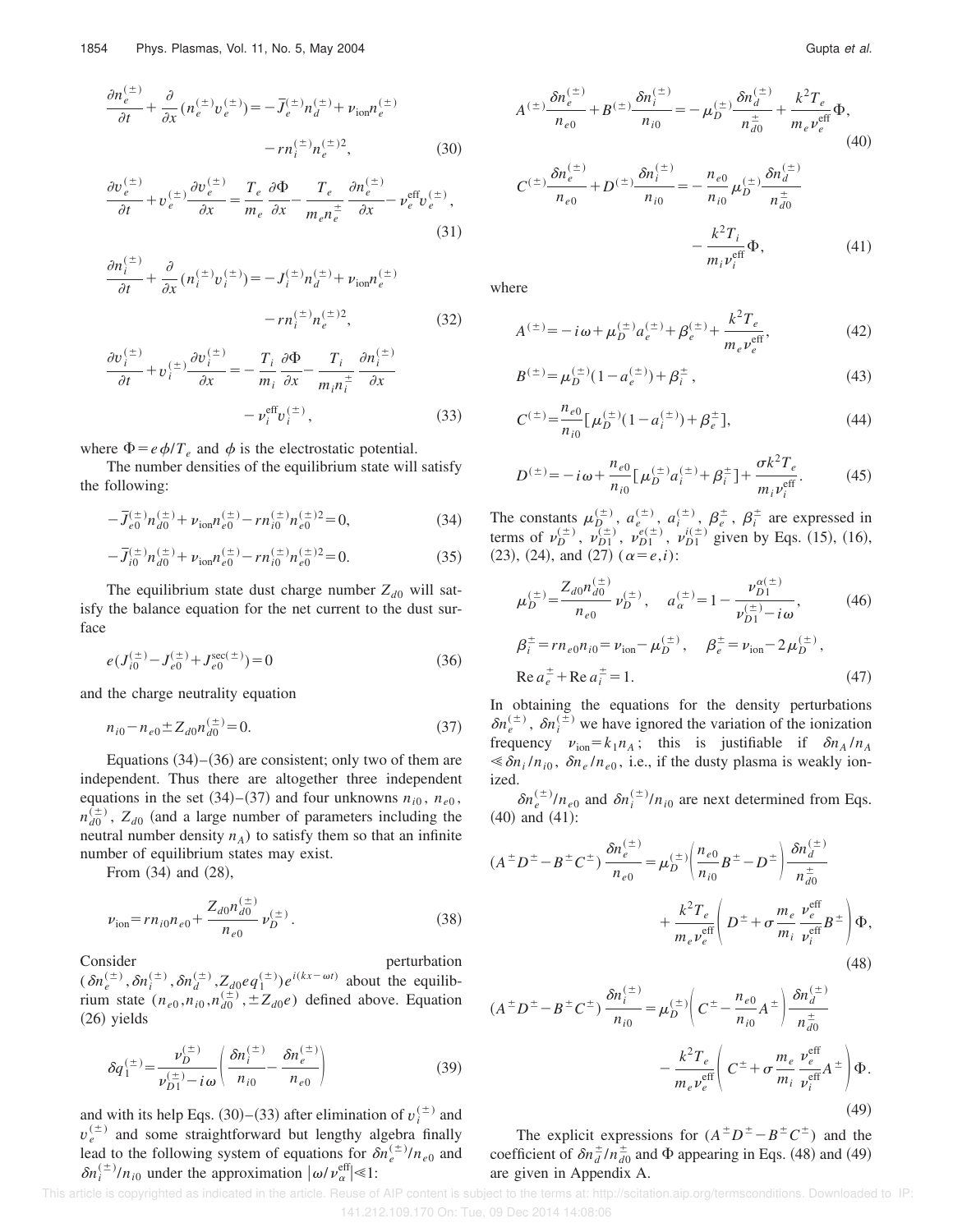$$\frac{\partial n_e^{(\pm)}}{\partial t} + \frac{\partial}{\partial x}(n_e^{(\pm)} v_e^{(\pm)}) = -\bar{J}_e^{(\pm)} n_d^{(\pm)} + \nu_{\rm ion} n_e^{(\pm)} - r n_i^{(\pm)} n_e^{(\pm)2}, \tag{30}$$

$$\frac{\partial v_e^{(\pm)}}{\partial t} + v_e^{(\pm)} \frac{\partial v_e^{(\pm)}}{\partial x} = \frac{T_e}{m_e}\frac{\partial \Phi}{\partial x} - \frac{T_e}{m_e n_e^{\pm}}\frac{\partial n_e^{(\pm)}}{\partial x} - \nu_e^{\rm eff} v_e^{(\pm)}, \tag{31}$$

$$\frac{\partial n_i^{(\pm)}}{\partial t} + \frac{\partial}{\partial x}(n_i^{(\pm)} v_i^{(\pm)}) = -J_i^{(\pm)} n_d^{(\pm)} + \nu_{\rm ion} n_e^{(\pm)} - r n_i^{(\pm)} n_e^{(\pm)2}, \tag{32}$$

$$\frac{\partial v_i^{(\pm)}}{\partial t} + v_i^{(\pm)} \frac{\partial v_i^{(\pm)}}{\partial x} = -\frac{T_i}{m_i}\frac{\partial \Phi}{\partial x} - \frac{T_i}{m_i n_i^{\pm}}\frac{\partial n_i^{(\pm)}}{\partial x} - \nu_i^{\rm eff} v_i^{(\pm)}, \tag{33}$$

where $\Phi = e\phi/T_e$ and $\phi$ is the electrostatic potential.

The number densities of the equilibrium state will satisfy the following:

$$-\bar{J}_{e0}^{(\pm)} n_{d0}^{(\pm)} + \nu_{\rm ion} n_{e0}^{(\pm)} - r n_{i0}^{(\pm)} n_{e0}^{(\pm)2} = 0, \tag{34}$$

$$-\bar{J}_{i0}^{(\pm)} n_{d0}^{(\pm)} + \nu_{\rm ion} n_{e0}^{(\pm)} - r n_{i0}^{(\pm)} n_{e0}^{(\pm)2} = 0. \tag{35}$$

The equilibrium state dust charge number $Z_{d0}$ will satisfy the balance equation for the net current to the dust surface

$$e(J_{i0}^{(\pm)} - J_{e0}^{(\pm)} + J_{e0}^{\sec(\pm)}) = 0 \tag{36}$$

and the charge neutrality equation

$$n_{i0} - n_{e0} \pm Z_{d0} n_{d0}^{(\pm)} = 0. \tag{37}$$

Equations (34)–(36) are consistent; only two of them are independent. Thus there are altogether three independent equations in the set (34)–(37) and four unknowns $n_{i0}$, $n_{e0}$, $n_{d0}^{(\pm)}$, $Z_{d0}$ (and a large number of parameters including the neutral number density $n_A$) to satisfy them so that an infinite number of equilibrium states may exist.

From (34) and (28),

$$\nu_{\rm ion} = r n_{i0} n_{e0} + \frac{Z_{d0} n_{d0}^{(\pm)}}{n_{e0}} \nu_D^{(\pm)}. \tag{38}$$

Consider perturbation $(\delta n_e^{(\pm)}, \delta n_i^{(\pm)}, \delta n_d^{(\pm)}, Z_{d0} e q_1^{(\pm)}) e^{i(kx-\omega t)}$ about the equilibrium state $(n_{e0}, n_{i0}, n_{d0}^{(\pm)}, \pm Z_{d0} e)$ defined above. Equation (26) yields

$$\delta q_1^{(\pm)} = \frac{\nu_D^{(\pm)}}{\nu_{D1}^{(\pm)} - i\omega}\left(\frac{\delta n_i^{(\pm)}}{n_{i0}} - \frac{\delta n_e^{(\pm)}}{n_{e0}}\right) \tag{39}$$

and with its help Eqs. (30)–(33) after elimination of $v_i^{(\pm)}$ and $v_e^{(\pm)}$ and some straightforward but lengthy algebra finally lead to the following system of equations for $\delta n_e^{(\pm)}/n_{e0}$ and $\delta n_i^{(\pm)}/n_{i0}$ under the approximation $|\omega/\nu_\alpha^{\rm eff}| \ll 1$:

$$A^{(\pm)}\frac{\delta n_e^{(\pm)}}{n_{e0}} + B^{(\pm)}\frac{\delta n_i^{(\pm)}}{n_{i0}} = -\mu_D^{(\pm)}\frac{\delta n_d^{(\pm)}}{n_{d0}^{\pm}} + \frac{k^2 T_e}{m_e \nu_e^{\rm eff}}\Phi, \tag{40}$$

$$C^{(\pm)}\frac{\delta n_e^{(\pm)}}{n_{e0}} + D^{(\pm)}\frac{\delta n_i^{(\pm)}}{n_{i0}} = -\frac{n_{e0}}{n_{i0}}\mu_D^{(\pm)}\frac{\delta n_d^{(\pm)}}{n_{d0}^{\pm}} - \frac{k^2 T_i}{m_i \nu_i^{\rm eff}}\Phi, \tag{41}$$

where

$$A^{(\pm)} = -i\omega + \mu_D^{(\pm)} a_e^{(\pm)} + \beta_e^{(\pm)} + \frac{k^2 T_e}{m_e \nu_e^{\rm eff}}, \tag{42}$$

$$B^{(\pm)} = \mu_D^{(\pm)}(1 - a_e^{(\pm)}) + \beta_i^{\pm}, \tag{43}$$

$$C^{(\pm)} = \frac{n_{e0}}{n_{i0}}[\mu_D^{(\pm)}(1 - a_i^{(\pm)}) + \beta_e^{\pm}], \tag{44}$$

$$D^{(\pm)} = -i\omega + \frac{n_{e0}}{n_{i0}}[\mu_D^{(\pm)} a_i^{(\pm)} + \beta_i^{\pm}] + \frac{\sigma k^2 T_e}{m_i \nu_i^{\rm eff}}. \tag{45}$$

The constants $\mu_D^{(\pm)}$, $a_e^{(\pm)}$, $a_i^{(\pm)}$, $\beta_e^{\pm}$, $\beta_i^{\pm}$ are expressed in terms of $\nu_D^{(\pm)}$, $\nu_{D1}^{(\pm)}$, $\nu_{D1}^{e(\pm)}$, $\nu_{D1}^{i(\pm)}$ given by Eqs. (15), (16), (23), (24), and (27) $(\alpha = e, i)$:

$$\mu_D^{(\pm)} = \frac{Z_{d0} n_{d0}^{(\pm)}}{n_{e0}} \nu_D^{(\pm)}, \quad a_\alpha^{(\pm)} = 1 - \frac{\nu_{D1}^{\alpha(\pm)}}{\nu_{D1}^{(\pm)} - i\omega}, \tag{46}$$

$$\beta_i^{\pm} = r n_{e0} n_{i0} = \nu_{\rm ion} - \mu_D^{(\pm)}, \quad \beta_e^{\pm} = \nu_{\rm ion} - 2\mu_D^{(\pm)},$$

$${\rm Re}\, a_e^{\pm} + {\rm Re}\, a_i^{\pm} = 1. \tag{47}$$

In obtaining the equations for the density perturbations $\delta n_e^{(\pm)}$, $\delta n_i^{(\pm)}$ we have ignored the variation of the ionization frequency $\nu_{\rm ion} = k_1 n_A$; this is justifiable if $\delta n_A/n_A \ll \delta n_i/n_{i0}$, $\delta n_e/n_{e0}$, i.e., if the dusty plasma is weakly ionized.

$\delta n_e^{(\pm)}/n_{e0}$ and $\delta n_i^{(\pm)}/n_{i0}$ are next determined from Eqs. (40) and (41):

$$(A^{\pm}D^{\pm} - B^{\pm}C^{\pm})\frac{\delta n_e^{(\pm)}}{n_{e0}} = \mu_D^{(\pm)}\left(\frac{n_{e0}}{n_{i0}}B^{\pm} - D^{\pm}\right)\frac{\delta n_d^{(\pm)}}{n_{d0}^{\pm}} + \frac{k^2 T_e}{m_e \nu_e^{\rm eff}}\left(D^{\pm} + \sigma \frac{m_e}{m_i}\frac{\nu_e^{\rm eff}}{\nu_i^{\rm eff}} B^{\pm}\right)\Phi, \tag{48}$$

$$(A^{\pm}D^{\pm} - B^{\pm}C^{\pm})\frac{\delta n_i^{(\pm)}}{n_{i0}} = \mu_D^{(\pm)}\left(C^{\pm} - \frac{n_{e0}}{n_{i0}}A^{\pm}\right)\frac{\delta n_d^{(\pm)}}{n_{d0}^{\pm}} - \frac{k^2 T_e}{m_e \nu_e^{\rm eff}}\left(C^{\pm} + \sigma \frac{m_e}{m_i}\frac{\nu_e^{\rm eff}}{\nu_i^{\rm eff}} A^{\pm}\right)\Phi. \tag{49}$$

The explicit expressions for $(A^{\pm}D^{\pm} - B^{\pm}C^{\pm})$ and the coefficient of $\delta n_d^{\pm}/n_{d0}^{\pm}$ and $\Phi$ appearing in Eqs. (48) and (49) are given in Appendix A.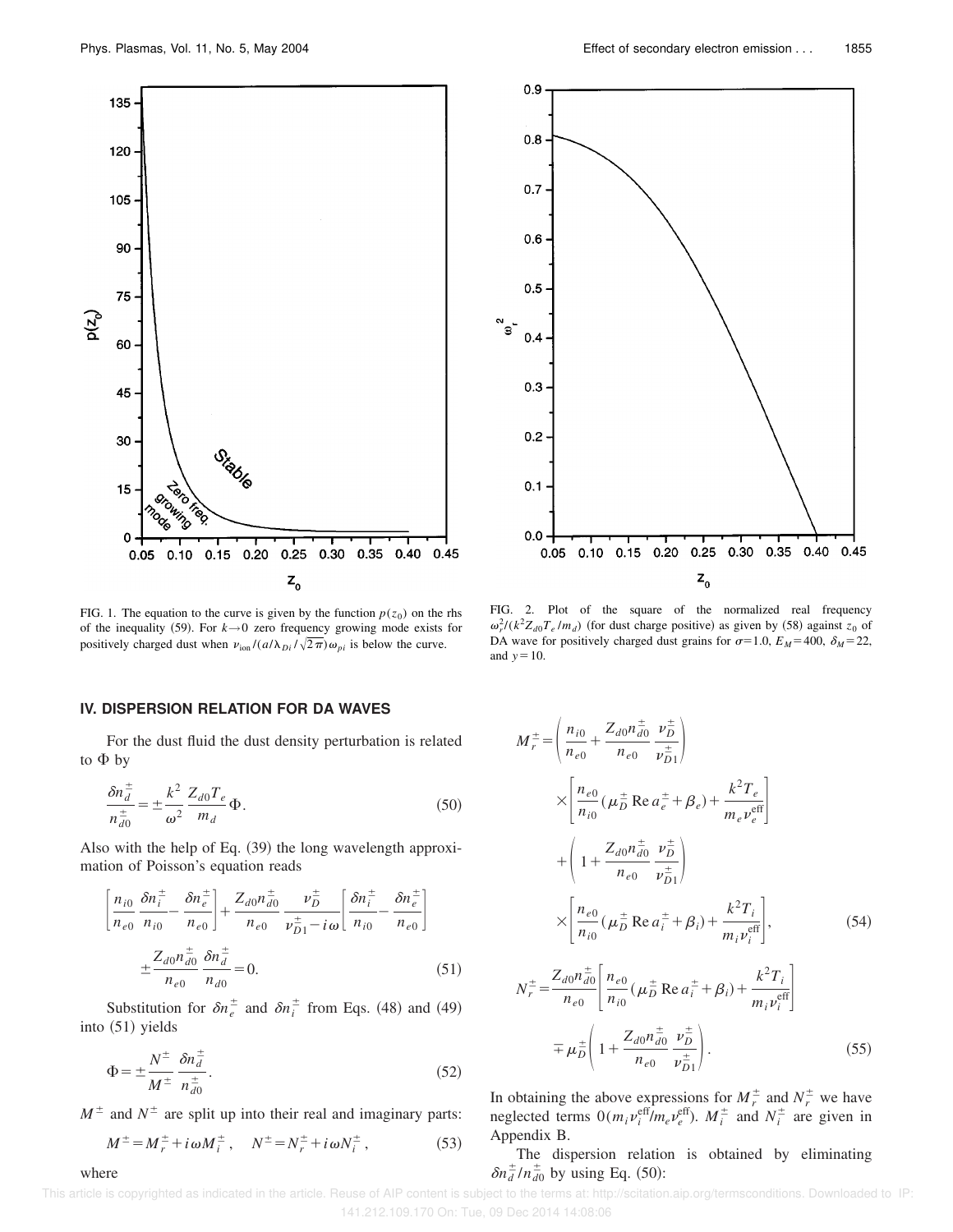FIG. 1. The equation to the curve is given by the function $p(z_0)$ on the rhs of the inequality (59). For $k \to 0$ zero frequency growing mode exists for positively charged dust when $\nu_{\rm ion}/(a/\lambda_{Di}/\sqrt{2\pi})\omega_{pi}$ is below the curve.

FIG. 2. Plot of the square of the normalized real frequency $\omega_r^2/(k^2 Z_{d0} T_e/m_d)$ (for dust charge positive) as given by (58) against $z_0$ of DA wave for positively charged dust grains for $\sigma=1.0$, $E_M=400$, $\delta_M=22$, and $y=10$.

## IV. DISPERSION RELATION FOR DA WAVES

For the dust fluid the dust density perturbation is related to $\Phi$ by

$$\frac{\delta n_d^{\pm}}{n_{d0}^{\pm}} = \pm \frac{k^2}{\omega^2} \frac{Z_{d0} T_e}{m_d} \Phi. \tag{50}$$

Also with the help of Eq. (39) the long wavelength approximation of Poisson's equation reads

$$\left[ \frac{n_{i0}}{n_{e0}} \frac{\delta n_i^{\pm}}{n_{i0}} - \frac{\delta n_e^{\pm}}{n_{e0}} \right] + \frac{Z_{d0} n_{d0}^{\pm}}{n_{e0}} \frac{\nu_D^{\pm}}{\nu_{D1}^{\pm} - i\omega} \left[ \frac{\delta n_i^{\pm}}{n_{i0}} - \frac{\delta n_e^{\pm}}{n_{e0}} \right] \pm \frac{Z_{d0} n_{d0}^{\pm}}{n_{e0}} \frac{\delta n_d^{\pm}}{n_{d0}} = 0. \tag{51}$$

Substitution for $\delta n_e^{\pm}$ and $\delta n_i^{\pm}$ from Eqs. (48) and (49) into (51) yields

$$\Phi = \pm \frac{N^{\pm}}{M^{\pm}} \frac{\delta n_d^{\pm}}{n_{d0}^{\pm}}. \tag{52}$$

$M^{\pm}$ and $N^{\pm}$ are split up into their real and imaginary parts:

$$M^{\pm} = M_r^{\pm} + i\omega M_i^{\pm}, \quad N^{\pm} = N_r^{\pm} + i\omega N_i^{\pm}, \tag{53}$$

where

$$M_r^{\pm} = \left( \frac{n_{i0}}{n_{e0}} + \frac{Z_{d0} n_{d0}^{\pm}}{n_{e0}} \frac{\nu_D^{\pm}}{\nu_{D1}^{\pm}} \right) \times \left[ \frac{n_{e0}}{n_{i0}} (\mu_D^{\pm} \operatorname{Re} a_e^{\pm} + \beta_e) + \frac{k^2 T_e}{m_e \nu_e^{\rm eff}} \right] + \left( 1 + \frac{Z_{d0} n_{d0}^{\pm}}{n_{e0}} \frac{\nu_D^{\pm}}{\nu_{D1}^{\pm}} \right) \times \left[ \frac{n_{e0}}{n_{i0}} (\mu_D^{\pm} \operatorname{Re} a_i^{\pm} + \beta_i) + \frac{k^2 T_i}{m_i \nu_i^{\rm eff}} \right], \tag{54}$$

$$N_r^{\pm} = \frac{Z_{d0} n_{d0}^{\pm}}{n_{e0}} \left[ \frac{n_{e0}}{n_{i0}} (\mu_D^{\pm} \operatorname{Re} a_i^{\pm} + \beta_i) + \frac{k^2 T_i}{m_i \nu_i^{\rm eff}} \right] \mp \mu_D^{\pm} \left( 1 + \frac{Z_{d0} n_{d0}^{\pm}}{n_{e0}} \frac{\nu_D^{\pm}}{\nu_{D1}^{\pm}} \right). \tag{55}$$

In obtaining the above expressions for $M_r^{\pm}$ and $N_r^{\pm}$ we have neglected terms $0(m_i \nu_i^{\rm eff}/m_e \nu_e^{\rm eff})$. $M_i^{\pm}$ and $N_i^{\pm}$ are given in Appendix B.

The dispersion relation is obtained by eliminating $\delta n_d^{\pm}/n_{d0}^{\pm}$ by using Eq. (50):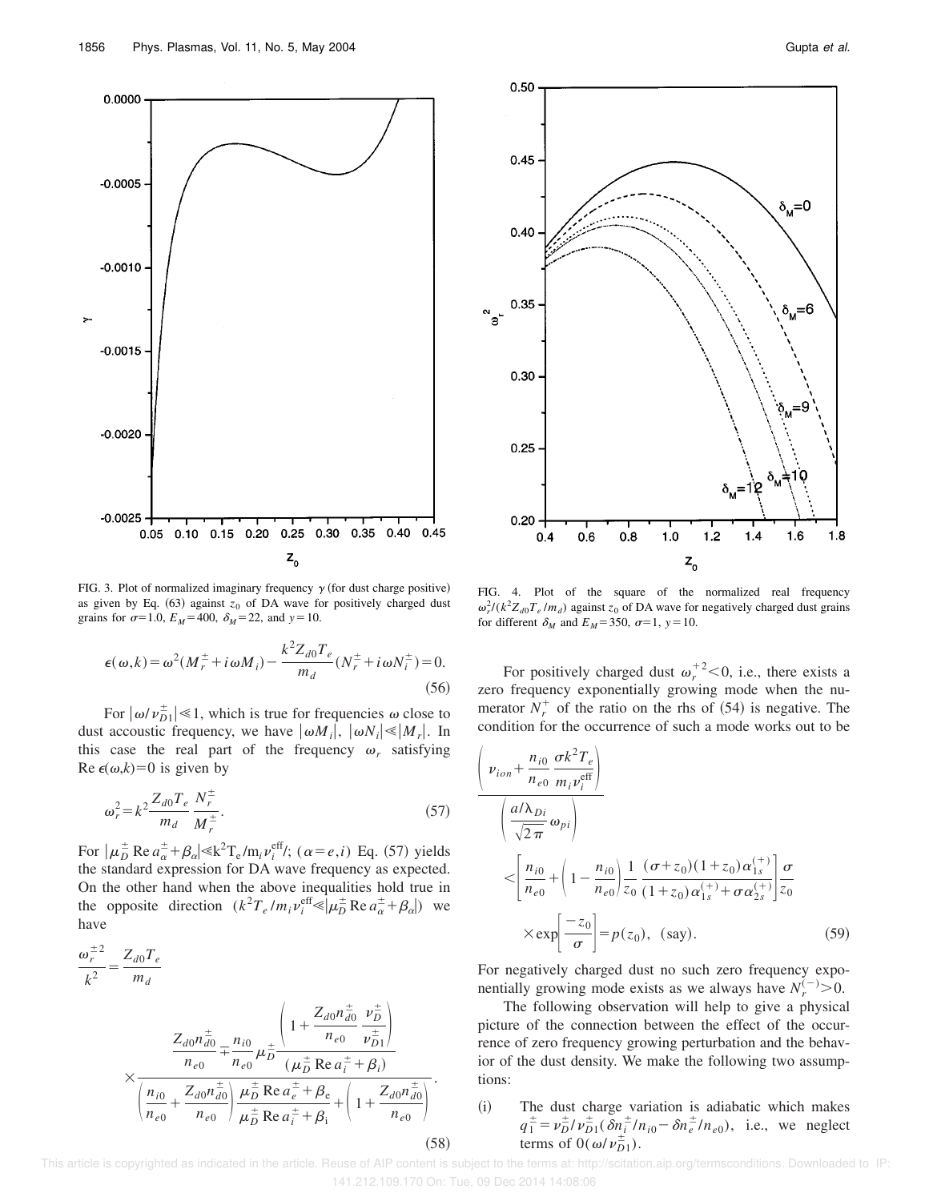FIG. 3. Plot of normalized imaginary frequency $\gamma$ (for dust charge positive) as given by Eq. (63) against $z_0$ of DA wave for positively charged dust grains for $\sigma=1.0$, $E_M=400$, $\delta_M=22$, and $y=10$.

FIG. 4. Plot of the square of the normalized real frequency $\omega_r^2/(k^2 Z_{d0} T_e/m_d)$ against $z_0$ of DA wave for negatively charged dust grains for different $\delta_M$ and $E_M=350$, $\sigma=1$, $y=10$.

$$\epsilon(\omega,k)=\omega^2(M_r^{\pm}+i\omega M_i)-\frac{k^2 Z_{d0}T_e}{m_d}(N_r^{\pm}+i\omega N_i^{\pm})=0. \tag{56}$$

For $|\omega/\nu_{D1}^{\pm}|\ll 1$, which is true for frequencies $\omega$ close to dust accoustic frequency, we have $|\omega M_i|$, $|\omega N_i|\ll|M_r|$. In this case the real part of the frequency $\omega_r$ satisfying $\mathrm{Re}\,\epsilon(\omega,k)=0$ is given by

$$\omega_r^2=k^2\frac{Z_{d0}T_e}{m_d}\frac{N_r^{\pm}}{M_r^{\pm}}. \tag{57}$$

For $|\mu_D^{\pm}\,\mathrm{Re}\,a_\alpha^{\pm}+\beta_\alpha|\ll k^2 T_e/m_i\nu_i^{\mathrm{eff}}/$; $(\alpha=e,i)$ Eq. (57) yields the standard expression for DA wave frequency as expected. On the other hand when the above inequalities hold true in the opposite direction $(k^2T_e/m_i\nu_i^{\mathrm{eff}}\ll|\mu_D^{\pm}\,\mathrm{Re}\,a_\alpha^{\pm}+\beta_\alpha|)$ we have

$$\frac{\omega_r^{\pm 2}}{k^2}=\frac{Z_{d0}T_e}{m_d}\times\frac{\dfrac{Z_{d0}n_{d0}^{\pm}}{n_{e0}}\mp\dfrac{n_{i0}}{n_{e0}}\mu_D^{\pm}\dfrac{\left(1+\dfrac{Z_{d0}n_{d0}^{\pm}}{n_{e0}}\dfrac{\nu_D^{\pm}}{\nu_{D1}^{\pm}}\right)}{(\mu_D^{\pm}\,\mathrm{Re}\,a_i^{\pm}+\beta_i)}}{\left(\dfrac{n_{i0}}{n_{e0}}+\dfrac{Z_{d0}n_{d0}^{\pm}}{n_{e0}}\right)\dfrac{\mu_D^{\pm}\,\mathrm{Re}\,a_e^{\pm}+\beta_e}{\mu_D^{\pm}\,\mathrm{Re}\,a_i^{\pm}+\beta_i}+\left(1+\dfrac{Z_{d0}n_{d0}^{\pm}}{n_{e0}}\right)}. \tag{58}$$

For positively charged dust $\omega_r^{+2}<0$, i.e., there exists a zero frequency exponentially growing mode when the numerator $N_r^{+}$ of the ratio on the rhs of (54) is negative. The condition for the occurrence of such a mode works out to be

$$\frac{\left(\nu_{ion}+\dfrac{n_{i0}}{n_{e0}}\dfrac{\sigma k^2 T_e}{m_i\nu_i^{\mathrm{eff}}}\right)}{\left(\dfrac{a/\lambda_{Di}}{\sqrt{2\pi}}\omega_{pi}\right)}<\left[\frac{n_{i0}}{n_{e0}}+\left(1-\frac{n_{i0}}{n_{e0}}\right)\frac{1}{z_0}\frac{(\sigma+z_0)(1+z_0)\alpha_{1s}^{(+)}}{(1+z_0)\alpha_{1s}^{(+)}+\sigma\alpha_{2s}^{(+)}}\right]\frac{\sigma}{z_0}\times\exp\left[\frac{-z_0}{\sigma}\right]=p(z_0),\ \ (\mathrm{say}). \tag{59}$$

For negatively charged dust no such zero frequency exponentially growing mode exists as we always have $N_r^{(-)}>0$.

The following observation will help to give a physical picture of the connection between the effect of the occurrence of zero frequency growing perturbation and the behavior of the dust density. We make the following two assumptions:

(i) The dust charge variation is adiabatic which makes $q_1^{\pm}=\nu_D^{\pm}/\nu_{D1}^{\pm}(\delta n_i^{\pm}/n_{i0}-\delta n_e^{\pm}/n_{e0})$, i.e., we neglect terms of $0(\omega/\nu_{D1}^{\pm})$.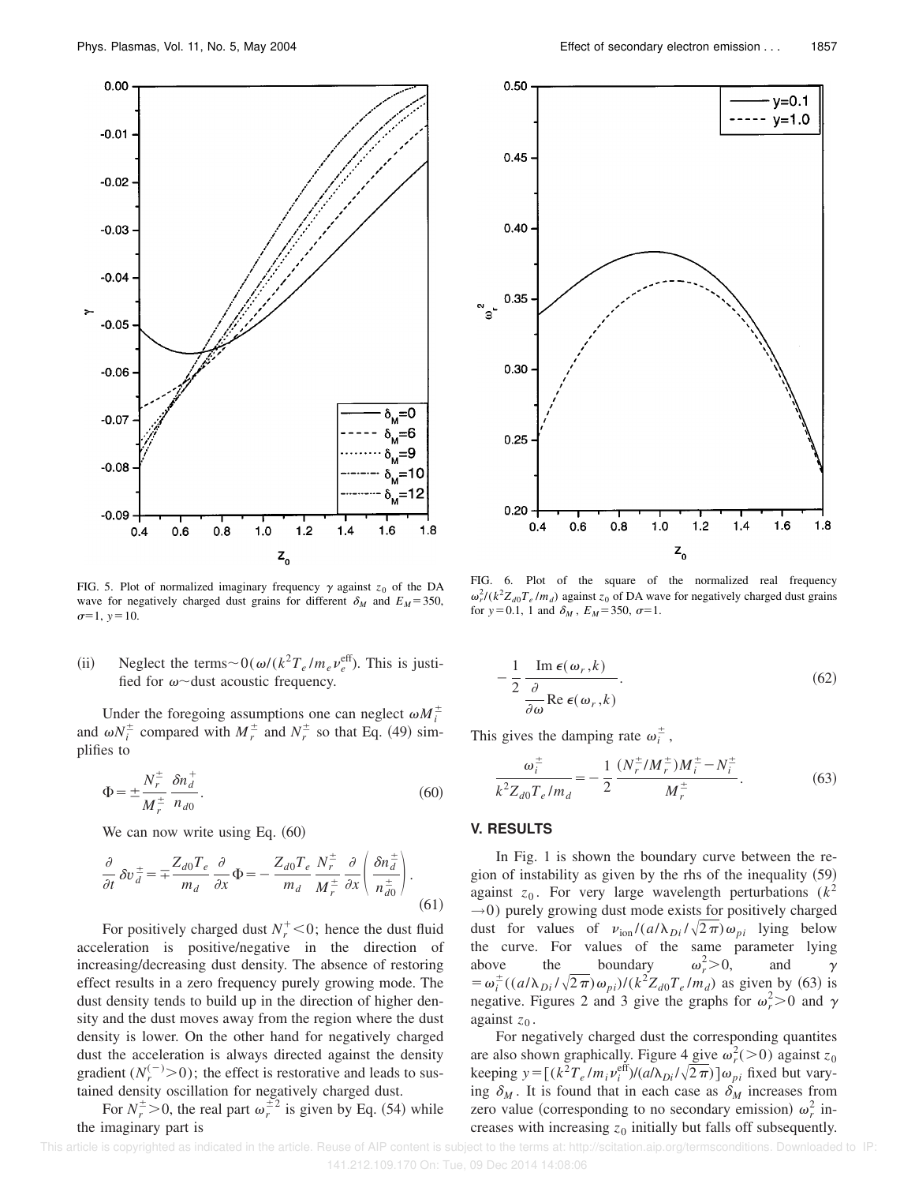FIG. 5. Plot of normalized imaginary frequency $\gamma$ against $z_0$ of the DA wave for negatively charged dust grains for different $\delta_M$ and $E_M=350$, $\sigma=1$, $y=10$.

FIG. 6. Plot of the square of the normalized real frequency $\omega_r^2/(k^2 Z_{d0} T_e/m_d)$ against $z_0$ of DA wave for negatively charged dust grains for $y=0.1$, 1 and $\delta_M$, $E_M=350$, $\sigma=1$.

(ii) Neglect the terms$\sim 0(\omega/(k^2 T_e/m_e \nu_e^{\text{eff}})$. This is justified for $\omega\sim$dust acoustic frequency.

Under the foregoing assumptions one can neglect $\omega M_i^{\pm}$ and $\omega N_i^{\pm}$ compared with $M_r^{\pm}$ and $N_r^{\pm}$ so that Eq. (49) simplifies to

$$\Phi = \pm \frac{N_r^{\pm}}{M_r^{\pm}} \frac{\delta n_d^{+}}{n_{d0}}. \tag{60}$$

We can now write using Eq. (60)

$$\frac{\partial}{\partial t} \delta v_d^{\pm} = \mp \frac{Z_{d0} T_e}{m_d} \frac{\partial}{\partial x} \Phi = - \frac{Z_{d0} T_e}{m_d} \frac{N_r^{\pm}}{M_r^{\pm}} \frac{\partial}{\partial x} \left( \frac{\delta n_d^{\pm}}{n_{d0}^{\pm}} \right). \tag{61}$$

For positively charged dust $N_r^{+}<0$; hence the dust fluid acceleration is positive/negative in the direction of increasing/decreasing dust density. The absence of restoring effect results in a zero frequency purely growing mode. The dust density tends to build up in the direction of higher density and the dust moves away from the region where the dust density is lower. On the other hand for negatively charged dust the acceleration is always directed against the density gradient $(N_r^{(-)}>0)$; the effect is restorative and leads to sustained density oscillation for negatively charged dust.

For $N_r^{\pm}>0$, the real part $\omega_r^{\pm 2}$ is given by Eq. (54) while the imaginary part is

$$-\frac{1}{2} \frac{\operatorname{Im} \epsilon(\omega_r, k)}{\dfrac{\partial}{\partial \omega} \operatorname{Re} \epsilon(\omega_r, k)}. \tag{62}$$

This gives the damping rate $\omega_i^{\pm}$,

$$\frac{\omega_i^{\pm}}{k^2 Z_{d0} T_e/m_d} = -\frac{1}{2} \frac{(N_r^{\pm}/M_r^{\pm}) M_i^{\pm} - N_i^{\pm}}{M_r^{\pm}}. \tag{63}$$

## V. RESULTS

In Fig. 1 is shown the boundary curve between the region of instability as given by the rhs of the inequality (59) against $z_0$. For very large wavelength perturbations ($k^2 \to 0$) purely growing dust mode exists for positively charged dust for values of $\nu_{\text{ion}}/(a/\lambda_{Di}/\sqrt{2\pi})\omega_{pi}$ lying below the curve. For values of the same parameter lying above the boundary $\omega_r^2>0$, and $\gamma = \omega_i^{\pm}((a/\lambda_{Di}/\sqrt{2\pi})\omega_{pi})/(k^2 Z_{d0} T_e/m_d)$ as given by (63) is negative. Figures 2 and 3 give the graphs for $\omega_r^2>0$ and $\gamma$ against $z_0$.

For negatively charged dust the corresponding quantites are also shown graphically. Figure 4 give $\omega_r^2(>0)$ against $z_0$ keeping $y=[(k^2 T_e/m_i \nu_i^{\text{eff}})/(a/\lambda_{Di}/\sqrt{2\pi})]\omega_{pi}$ fixed but varying $\delta_M$. It is found that in each case as $\delta_M$ increases from zero value (corresponding to no secondary emission) $\omega_r^2$ increases with increasing $z_0$ initially but falls off subsequently.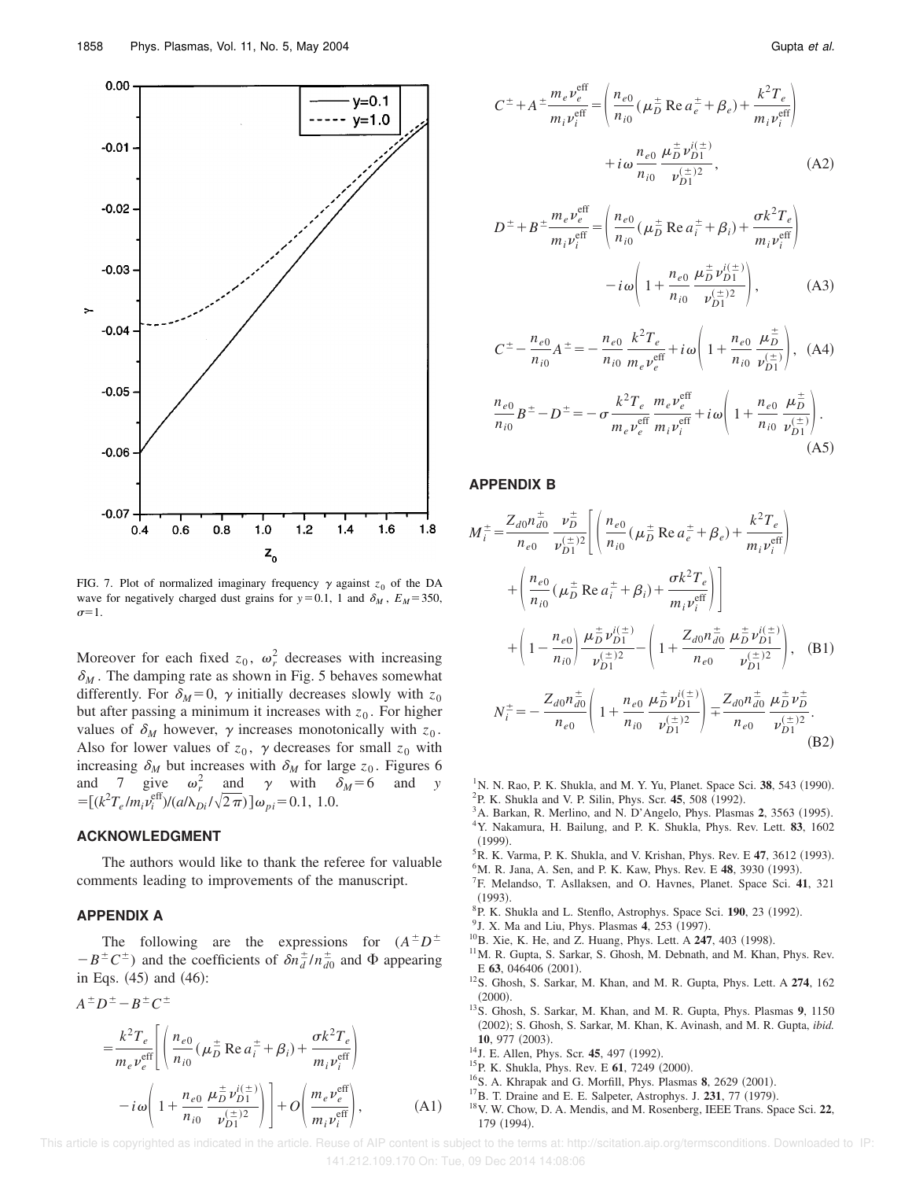FIG. 7. Plot of normalized imaginary frequency $\gamma$ against $z_0$ of the DA wave for negatively charged dust grains for $y=0.1$, 1 and $\delta_M$, $E_M=350$, $\sigma=1$.

Moreover for each fixed $z_0$, $\omega_r^2$ decreases with increasing $\delta_M$. The damping rate as shown in Fig. 5 behaves somewhat differently. For $\delta_M=0$, $\gamma$ initially decreases slowly with $z_0$ but after passing a minimum it increases with $z_0$. For higher values of $\delta_M$ however, $\gamma$ increases monotonically with $z_0$. Also for lower values of $z_0$, $\gamma$ decreases for small $z_0$ with increasing $\delta_M$ but increases with $\delta_M$ for large $z_0$. Figures 6 and 7 give $\omega_r^2$ and $\gamma$ with $\delta_M=6$ and $y=[(k^2T_e/m_i\nu_i^{\text{eff}})/(a/\lambda_{Di}/\sqrt{2\pi})]\omega_{pi}=0.1$, 1.0.

## ACKNOWLEDGMENT

The authors would like to thank the referee for valuable comments leading to improvements of the manuscript.

## APPENDIX A

The following are the expressions for $(A^\pm D^\pm - B^\pm C^\pm)$ and the coefficients of $\delta n_d^\pm/n_{d0}^\pm$ and $\Phi$ appearing in Eqs. (45) and (46):

$$A^\pm D^\pm - B^\pm C^\pm$$

$$= \frac{k^2T_e}{m_e\nu_e^{\text{eff}}}\left[\left(\frac{n_{e0}}{n_{i0}}(\mu_D^\pm \operatorname{Re} a_i^\pm + \beta_i) + \frac{\sigma k^2 T_e}{m_i \nu_i^{\text{eff}}}\right) - i\omega\left(1 + \frac{n_{e0}}{n_{i0}}\frac{\mu_D^\pm \nu_{D1}^{i(\pm)}}{\nu_{D1}^{(\pm)2}}\right)\right] + O\left(\frac{m_e\nu_e^{\text{eff}}}{m_i\nu_i^{\text{eff}}}\right), \quad \text{(A1)}$$

$$C^\pm + A^\pm \frac{m_e\nu_e^{\text{eff}}}{m_i\nu_i^{\text{eff}}} = \left(\frac{n_{e0}}{n_{i0}}(\mu_D^\pm \operatorname{Re} a_e^\pm + \beta_e) + \frac{k^2T_e}{m_i\nu_i^{\text{eff}}}\right) + i\omega\frac{n_{e0}}{n_{i0}}\frac{\mu_D^\pm \nu_{D1}^{i(\pm)}}{\nu_{D1}^{(\pm)2}}, \quad \text{(A2)}$$

$$D^\pm + B^\pm \frac{m_e\nu_e^{\text{eff}}}{m_i\nu_i^{\text{eff}}} = \left(\frac{n_{e0}}{n_{i0}}(\mu_D^\pm \operatorname{Re} a_i^\pm + \beta_i) + \frac{\sigma k^2T_e}{m_i\nu_i^{\text{eff}}}\right) - i\omega\left(1 + \frac{n_{e0}}{n_{i0}}\frac{\mu_D^\pm \nu_{D1}^{i(\pm)}}{\nu_{D1}^{(\pm)2}}\right), \quad \text{(A3)}$$

$$C^\pm - \frac{n_{e0}}{n_{i0}}A^\pm = -\frac{n_{e0}}{n_{i0}}\frac{k^2T_e}{m_e\nu_e^{\text{eff}}} + i\omega\left(1 + \frac{n_{e0}}{n_{i0}}\frac{\mu_D^\pm}{\nu_{D1}^{(\pm)}}\right), \quad \text{(A4)}$$

$$\frac{n_{e0}}{n_{i0}}B^\pm - D^\pm = -\sigma\frac{k^2T_e}{m_e\nu_e^{\text{eff}}}\frac{m_e\nu_e^{\text{eff}}}{m_i\nu_i^{\text{eff}}} + i\omega\left(1 + \frac{n_{e0}}{n_{i0}}\frac{\mu_D^\pm}{\nu_{D1}^{(\pm)}}\right). \quad \text{(A5)}$$

## APPENDIX B

$$M_i^\pm = \frac{Z_{d0}n_{d0}^\pm}{n_{e0}}\frac{\nu_D^\pm}{\nu_{D1}^{(\pm)2}}\left[\left(\frac{n_{e0}}{n_{i0}}(\mu_D^\pm \operatorname{Re} a_e^\pm + \beta_e) + \frac{k^2T_e}{m_i\nu_i^{\text{eff}}}\right) + \left(\frac{n_{e0}}{n_{i0}}(\mu_D^\pm \operatorname{Re} a_i^\pm + \beta_i) + \frac{\sigma k^2T_e}{m_i\nu_i^{\text{eff}}}\right)\right] + \left(1 - \frac{n_{e0}}{n_{i0}}\right)\frac{\mu_D^\pm \nu_{D1}^{i(\pm)}}{\nu_{D1}^{(\pm)2}} - \left(1 + \frac{Z_{d0}n_{d0}^\pm}{n_{e0}}\frac{\mu_D^\pm \nu_{D1}^{i(\pm)}}{\nu_{D1}^{(\pm)2}}\right), \quad \text{(B1)}$$

$$N_i^\pm = -\frac{Z_{d0}n_{d0}^\pm}{n_{e0}}\left(1 + \frac{n_{e0}}{n_{i0}}\frac{\mu_D^\pm \nu_{D1}^{i(\pm)}}{\nu_{D1}^{(\pm)2}}\right) \mp \frac{Z_{d0}n_{d0}^\pm}{n_{e0}}\frac{\mu_D^\pm \nu_D^\pm}{\nu_{D1}^{(\pm)2}}. \quad \text{(B2)}$$

[1] N. N. Rao, P. K. Shukla, and M. Y. Yu, Planet. Space Sci. **38**, 543 (1990).
[2] P. K. Shukla and V. P. Silin, Phys. Scr. **45**, 508 (1992).
[3] A. Barkan, R. Merlino, and N. D'Angelo, Phys. Plasmas **2**, 3563 (1995).
[4] Y. Nakamura, H. Bailung, and P. K. Shukla, Phys. Rev. Lett. **83**, 1602 (1999).
[5] R. K. Varma, P. K. Shukla, and V. Krishan, Phys. Rev. E **47**, 3612 (1993).
[6] M. R. Jana, A. Sen, and P. K. Kaw, Phys. Rev. E **48**, 3930 (1993).
[7] F. Melandso, T. Asllaksen, and O. Havnes, Planet. Space Sci. **41**, 321 (1993).
[8] P. K. Shukla and L. Stenflo, Astrophys. Space Sci. **190**, 23 (1992).
[9] J. X. Ma and Liu, Phys. Plasmas **4**, 253 (1997).
[10] B. Xie, K. He, and Z. Huang, Phys. Lett. A **247**, 403 (1998).
[11] M. R. Gupta, S. Sarkar, S. Ghosh, M. Debnath, and M. Khan, Phys. Rev. E **63**, 046406 (2001).
[12] S. Ghosh, S. Sarkar, M. Khan, and M. R. Gupta, Phys. Lett. A **274**, 162 (2000).
[13] S. Ghosh, S. Sarkar, M. Khan, and M. R. Gupta, Phys. Plasmas **9**, 1150 (2002); S. Ghosh, S. Sarkar, M. Khan, K. Avinash, and M. R. Gupta, *ibid.* **10**, 977 (2003).
[14] J. E. Allen, Phys. Scr. **45**, 497 (1992).
[15] P. K. Shukla, Phys. Rev. E **61**, 7249 (2000).
[16] S. A. Khrapak and G. Morfill, Phys. Plasmas **8**, 2629 (2001).
[17] B. T. Draine and E. E. Salpeter, Astrophys. J. **231**, 77 (1979).
[18] V. W. Chow, D. A. Mendis, and M. Rosenberg, IEEE Trans. Space Sci. **22**, 179 (1994).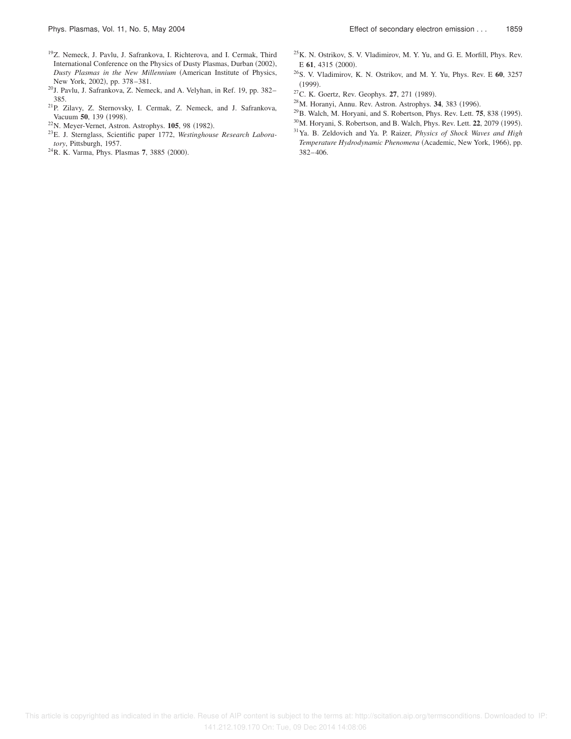[19] Z. Nemeck, J. Pavlu, J. Safrankova, I. Richterova, and I. Cermak, Third International Conference on the Physics of Dusty Plasmas, Durban (2002), *Dusty Plasmas in the New Millennium* (American Institute of Physics, New York, 2002), pp. 378–381.

[20] J. Pavlu, J. Safrankova, Z. Nemeck, and A. Velyhan, in Ref. 19, pp. 382–385.

[21] P. Zilavy, Z. Sternovsky, I. Cermak, Z. Nemeck, and J. Safrankova, Vacuum **50**, 139 (1998).

[22] N. Meyer-Vernet, Astron. Astrophys. **105**, 98 (1982).

[23] E. J. Sternglass, Scientific paper 1772, *Westinghouse Research Laboratory*, Pittsburgh, 1957.

[24] R. K. Varma, Phys. Plasmas **7**, 3885 (2000).

[25] K. N. Ostrikov, S. V. Vladimirov, M. Y. Yu, and G. E. Morfill, Phys. Rev. E **61**, 4315 (2000).

[26] S. V. Vladimirov, K. N. Ostrikov, and M. Y. Yu, Phys. Rev. E **60**, 3257 (1999).

[27] C. K. Goertz, Rev. Geophys. **27**, 271 (1989).

[28] M. Horanyi, Annu. Rev. Astron. Astrophys. **34**, 383 (1996).

[29] B. Walch, M. Horyani, and S. Robertson, Phys. Rev. Lett. **75**, 838 (1995).

[30] M. Horyani, S. Robertson, and B. Walch, Phys. Rev. Lett. **22**, 2079 (1995).

[31] Ya. B. Zeldovich and Ya. P. Raizer, *Physics of Shock Waves and High Temperature Hydrodynamic Phenomena* (Academic, New York, 1966), pp. 382–406.